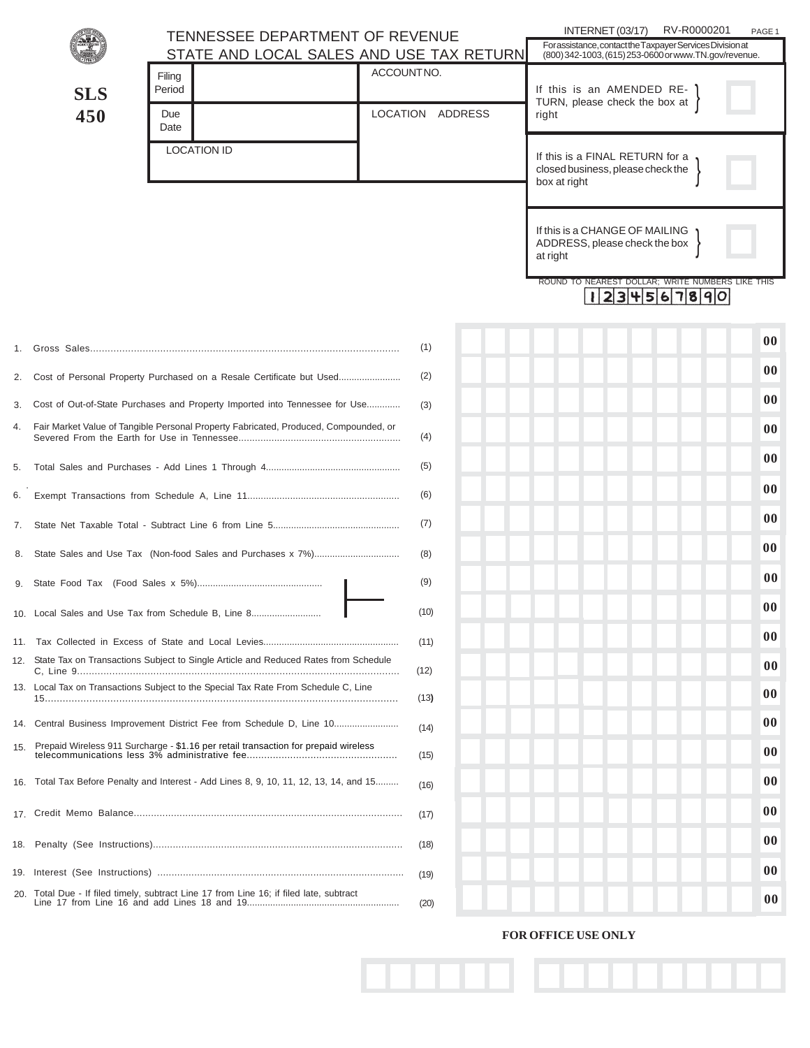# TENNESSEE DEPARTMENT OF REVENUE
## STATE AND LOCAL SALES AND USE TAX RETURN

**SLS 450**

INTERNET (03/17) RV-R0000201

For assistance, contact the Taxpayer Services Division at (800) 342-1003, (615) 253-0600 or www.TN.gov/revenue.

| Filing Period | | ACCOUNT NO. |
|---|---|---|
| Due Date | | LOCATION ADDRESS |
| LOCATION ID | | |

If this is an AMENDED RETURN, please check the box at right ☐

If this is a FINAL RETURN for a closed business, please check the box at right ☐

If this is a CHANGE OF MAILING ADDRESS, please check the box at right ☐

ROUND TO NEAREST DOLLAR; WRITE NUMBERS LIKE THIS 1 2 3 4 5 6 7 8 9 0

| Line | Description | | Amount |
|---|---|---|---|
| 1. | Gross Sales | (1) | .00 |
| 2. | Cost of Personal Property Purchased on a Resale Certificate but Used | (2) | .00 |
| 3. | Cost of Out-of-State Purchases and Property Imported into Tennessee for Use | (3) | .00 |
| 4. | Fair Market Value of Tangible Personal Property Fabricated, Produced, Compounded, or Severed From the Earth for Use in Tennessee | (4) | .00 |
| 5. | Total Sales and Purchases - Add Lines 1 Through 4 | (5) | .00 |
| 6. | Exempt Transactions from Schedule A, Line 11 | (6) | .00 |
| 7. | State Net Taxable Total - Subtract Line 6 from Line 5 | (7) | .00 |
| 8. | State Sales and Use Tax (Non-food Sales and Purchases x 7%) | (8) | .00 |
| 9. | State Food Tax (Food Sales x 5%) | (9) | .00 |
| 10. | Local Sales and Use Tax from Schedule B, Line 8 | (10) | .00 |
| 11. | Tax Collected in Excess of State and Local Levies | (11) | .00 |
| 12. | State Tax on Transactions Subject to Single Article and Reduced Rates from Schedule C, Line 9 | (12) | .00 |
| 13. | Local Tax on Transactions Subject to the Special Tax Rate From Schedule C, Line 15 | (13) | .00 |
| 14. | Central Business Improvement District Fee from Schedule D, Line 10 | (14) | .00 |
| 15. | Prepaid Wireless 911 Surcharge - $1.16 per retail transaction for prepaid wireless telecommunications less 3% administrative fee | (15) | .00 |
| 16. | Total Tax Before Penalty and Interest - Add Lines 8, 9, 10, 11, 12, 13, 14, and 15 | (16) | .00 |
| 17. | Credit Memo Balance | (17) | .00 |
| 18. | Penalty (See Instructions) | (18) | .00 |
| 19. | Interest (See Instructions) | (19) | .00 |
| 20. | Total Due - If filed timely, subtract Line 17 from Line 16; if filed late, subtract Line 17 from Line 16 and add Lines 18 and 19 | (20) | .00 |

**FOR OFFICE USE ONLY**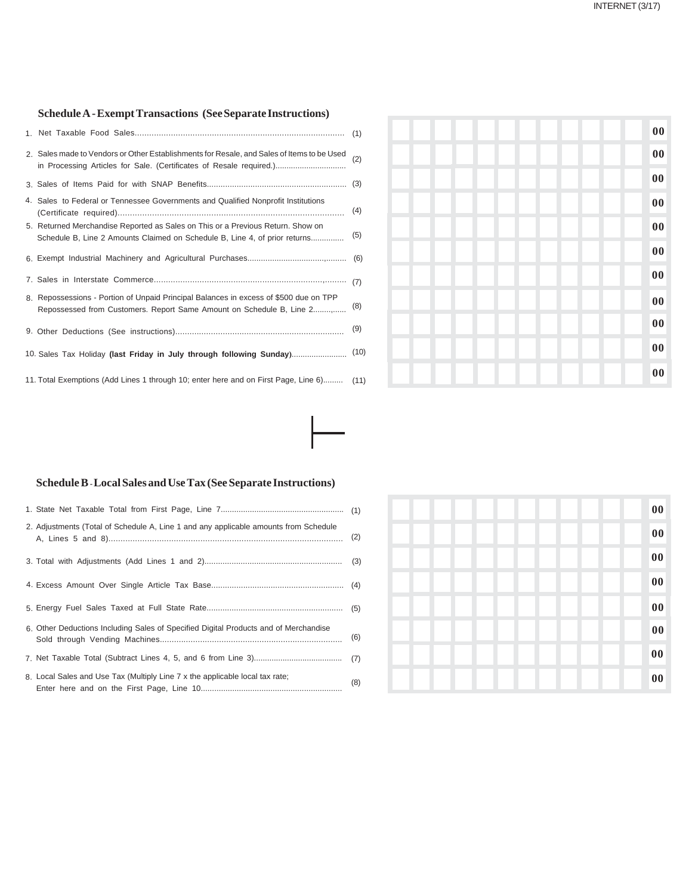## Schedule A - Exempt Transactions (See Separate Instructions)

| Line | Description | Line No. | Amount |
|---|---|---|---|
| 1. | Net Taxable Food Sales | (1) | 00 |
| 2. | Sales made to Vendors or Other Establishments for Resale, and Sales of Items to be Used in Processing Articles for Sale. (Certificates of Resale required.) | (2) | 00 |
| 3. | Sales of Items Paid for with SNAP Benefits | (3) | 00 |
| 4. | Sales to Federal or Tennessee Governments and Qualified Nonprofit Institutions (Certificate required) | (4) | 00 |
| 5. | Returned Merchandise Reported as Sales on This or a Previous Return. Show on Schedule B, Line 2 Amounts Claimed on Schedule B, Line 4, of prior returns | (5) | 00 |
| 6. | Exempt Industrial Machinery and Agricultural Purchases | (6) | 00 |
| 7. | Sales in Interstate Commerce | (7) | 00 |
| 8. | Repossessions - Portion of Unpaid Principal Balances in excess of $500 due on TPP Repossessed from Customers. Report Same Amount on Schedule B, Line 2 | (8) | 00 |
| 9. | Other Deductions (See instructions) | (9) | 00 |
| 10. | Sales Tax Holiday **(last Friday in July through following Sunday)** | (10) | 00 |
| 11. | Total Exemptions (Add Lines 1 through 10; enter here and on First Page, Line 6) | (11) | 00 |

## Schedule B - Local Sales and Use Tax (See Separate Instructions)

| Line | Description | Line No. | Amount |
|---|---|---|---|
| 1. | State Net Taxable Total from First Page, Line 7 | (1) | 00 |
| 2. | Adjustments (Total of Schedule A, Line 1 and any applicable amounts from Schedule A, Lines 5 and 8) | (2) | 00 |
| 3. | Total with Adjustments (Add Lines 1 and 2) | (3) | 00 |
| 4. | Excess Amount Over Single Article Tax Base | (4) | 00 |
| 5. | Energy Fuel Sales Taxed at Full State Rate | (5) | 00 |
| 6. | Other Deductions Including Sales of Specified Digital Products and of Merchandise Sold through Vending Machines | (6) | 00 |
| 7. | Net Taxable Total (Subtract Lines 4, 5, and 6 from Line 3) | (7) | 00 |
| 8. | Local Sales and Use Tax (Multiply Line 7 x the applicable local tax rate; Enter here and on the First Page, Line 10 | (8) | 00 |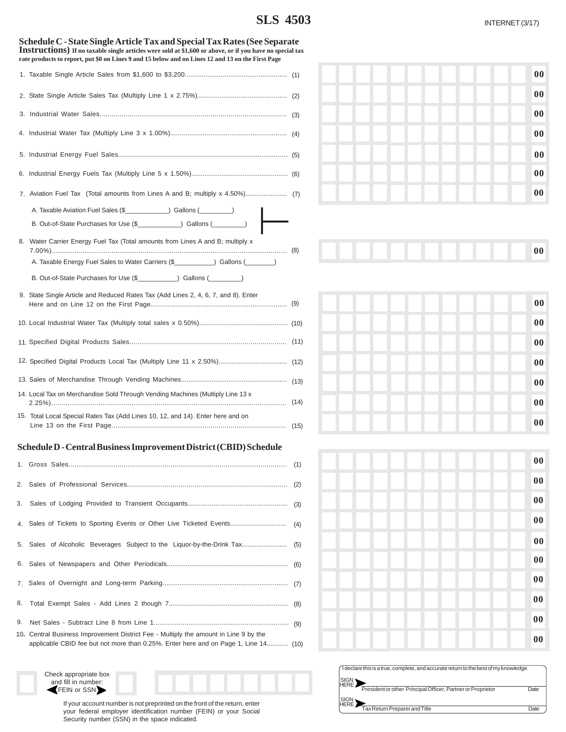# SLS 4503

INTERNET (3/17)

## Schedule C - State Single Article Tax and Special Tax Rates (See Separate Instructions)

**If no taxable single articles were sold at $1,600 or above, or if you have no special tax rate products to report, put $0 on Lines 9 and 15 below and on Lines 12 and 13 on the First Page**

| | | |
|---|---|---|
| 1. Taxable Single Article Sales from $1,600 to $3,200 | (1) | 00 |
| 2. State Single Article Sales Tax (Multiply Line 1 x 2.75%) | (2) | 00 |
| 3. Industrial Water Sales | (3) | 00 |
| 4. Industrial Water Tax (Multiply Line 3 x 1.00%) | (4) | 00 |
| 5. Industrial Energy Fuel Sales | (5) | 00 |
| 6. Industrial Energy Fuels Tax (Multiply Line 5 x 1.50%) | (6) | 00 |
| 7. Aviation Fuel Tax (Total amounts from Lines A and B; multiply x 4.50%) | (7) | 00 |
| A. Taxable Aviation Fuel Sales ($\_\_\_\_\_\_\_\_\_\_\_\_) Gallons (\_\_\_\_\_\_\_\_\_) | | |
| B. Out-of-State Purchases for Use ($\_\_\_\_\_\_\_\_\_\_\_\_) Gallons (\_\_\_\_\_\_\_\_\_) | | |
| 8. Water Carrier Energy Fuel Tax (Total amounts from Lines A and B; multiply x 7.00%) | (8) | 00 |
| A. Taxable Energy Fuel Sales to Water Carriers ($\_\_\_\_\_\_\_\_\_\_\_) Gallons (\_\_\_\_\_\_\_\_) | | |
| B. Out-of-State Purchases for Use ($\_\_\_\_\_\_\_\_\_\_\_) Gallons (\_\_\_\_\_\_\_\_\_) | | |
| 9. State Single Article and Reduced Rates Tax (Add Lines 2, 4, 6, 7, and 8). Enter Here and on Line 12 on the First Page | (9) | 00 |
| 10. Local Industrial Water Tax (Multiply total sales x 0.50%) | (10) | 00 |
| 11. Specified Digital Products Sales | (11) | 00 |
| 12. Specified Digital Products Local Tax (Multiply Line 11 x 2.50%) | (12) | 00 |
| 13. Sales of Merchandise Through Vending Machines | (13) | 00 |
| 14. Local Tax on Merchandise Sold Through Vending Machines (Multiply Line 13 x 2.25%) | (14) | 00 |
| 15. Total Local Special Rates Tax (Add Lines 10, 12, and 14). Enter here and on Line 13 on the First Page | (15) | 00 |

## Schedule D - Central Business Improvement District (CBID) Schedule

| | | |
|---|---|---|
| 1. Gross Sales | (1) | 00 |
| 2. Sales of Professional Services | (2) | 00 |
| 3. Sales of Lodging Provided to Transient Occupants | (3) | 00 |
| 4. Sales of Tickets to Sporting Events or Other Live Ticketed Events | (4) | 00 |
| 5. Sales of Alcoholic Beverages Subject to the Liquor-by-the-Drink Tax | (5) | 00 |
| 6. Sales of Newspapers and Other Periodicals | (6) | 00 |
| 7. Sales of Overnight and Long-term Parking | (7) | 00 |
| 8. Total Exempt Sales - Add Lines 2 though 7 | (8) | 00 |
| 9. Net Sales - Subtract Line 8 from Line 1 | (9) | 00 |
| 10. Central Business Improvement District Fee - Multiply the amount in Line 9 by the applicable CBID fee but not more than 0.25%. Enter here and on Page 1, Line 14 | (10) | 00 |

Check appropriate box and fill in number: FEIN or SSN

If your account number is not preprinted on the front of the return, enter your federal employer identification number (FEIN) or your Social Security number (SSN) in the space indicated.

I declare this is a true, complete, and accurate return to the best of my knowledge.

SIGN HERE \_\_\_\_\_\_\_\_\_\_\_\_\_\_\_\_\_\_\_\_ President or other Principal Officer, Partner or Proprietor — Date

SIGN HERE \_\_\_\_\_\_\_\_\_\_\_\_\_\_\_\_\_\_\_\_ Tax Return Preparer and Title — Date